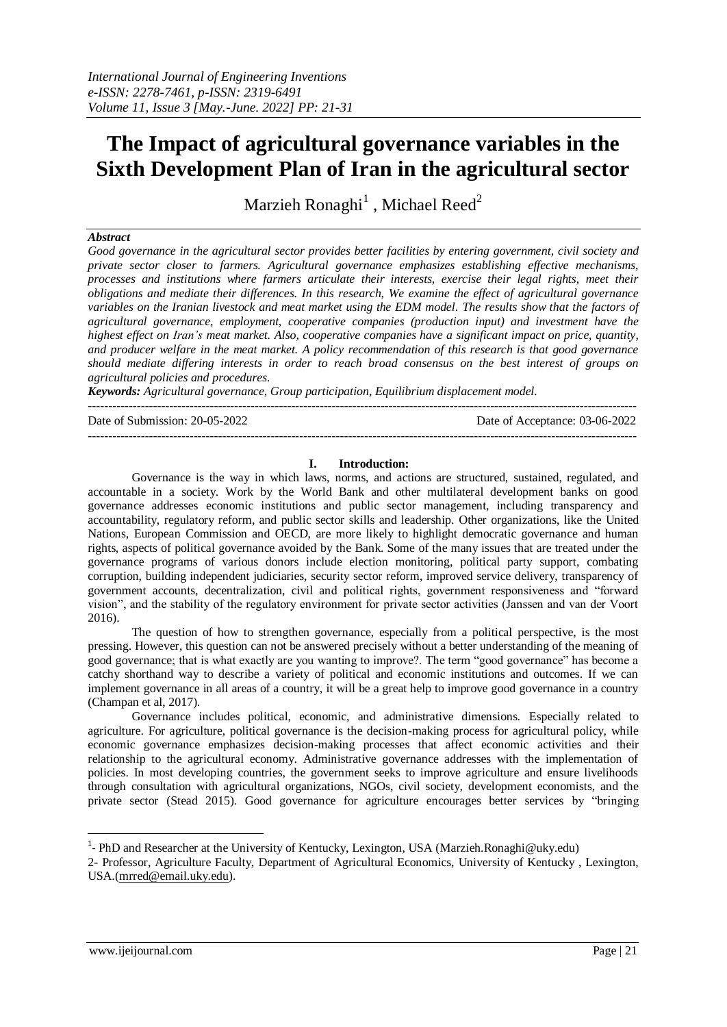# The Impact of agricultural governance variables in the Sixth Development Plan of Iran in the agricultural sector

Marzieh Ronaghi[1] , Michael Reed[2]

***Abstract***

*Good governance in the agricultural sector provides better facilities by entering government, civil society and private sector closer to farmers. Agricultural governance emphasizes establishing effective mechanisms, processes and institutions where farmers articulate their interests, exercise their legal rights, meet their obligations and mediate their differences. In this research, We examine the effect of agricultural governance variables on the Iranian livestock and meat market using the EDM model. The results show that the factors of agricultural governance, employment, cooperative companies (production input) and investment have the highest effect on Iran's meat market. Also, cooperative companies have a significant impact on price, quantity, and producer welfare in the meat market. A policy recommendation of this research is that good governance should mediate differing interests in order to reach broad consensus on the best interest of groups on agricultural policies and procedures.*

***Keywords:*** *Agricultural governance, Group participation, Equilibrium displacement model.*

---

Date of Submission: 20-05-2022 Date of Acceptance: 03-06-2022

---

## I. Introduction:

Governance is the way in which laws, norms, and actions are structured, sustained, regulated, and accountable in a society. Work by the World Bank and other multilateral development banks on good governance addresses economic institutions and public sector management, including transparency and accountability, regulatory reform, and public sector skills and leadership. Other organizations, like the United Nations, European Commission and OECD, are more likely to highlight democratic governance and human rights, aspects of political governance avoided by the Bank. Some of the many issues that are treated under the governance programs of various donors include election monitoring, political party support, combating corruption, building independent judiciaries, security sector reform, improved service delivery, transparency of government accounts, decentralization, civil and political rights, government responsiveness and "forward vision", and the stability of the regulatory environment for private sector activities (Janssen and van der Voort 2016).

The question of how to strengthen governance, especially from a political perspective, is the most pressing. However, this question can not be answered precisely without a better understanding of the meaning of good governance; that is what exactly are you wanting to improve?. The term "good governance" has become a catchy shorthand way to describe a variety of political and economic institutions and outcomes. If we can implement governance in all areas of a country, it will be a great help to improve good governance in a country (Champan et al, 2017).

Governance includes political, economic, and administrative dimensions. Especially related to agriculture. For agriculture, political governance is the decision-making process for agricultural policy, while economic governance emphasizes decision-making processes that affect economic activities and their relationship to the agricultural economy. Administrative governance addresses with the implementation of policies. In most developing countries, the government seeks to improve agriculture and ensure livelihoods through consultation with agricultural organizations, NGOs, civil society, development economists, and the private sector (Stead 2015). Good governance for agriculture encourages better services by "bringing

---

[1]- PhD and Researcher at the University of Kentucky, Lexington, USA (Marzieh.Ronaghi@uky.edu)

[2]- Professor, Agriculture Faculty, Department of Agricultural Economics, University of Kentucky , Lexington, USA.(mrred@email.uky.edu).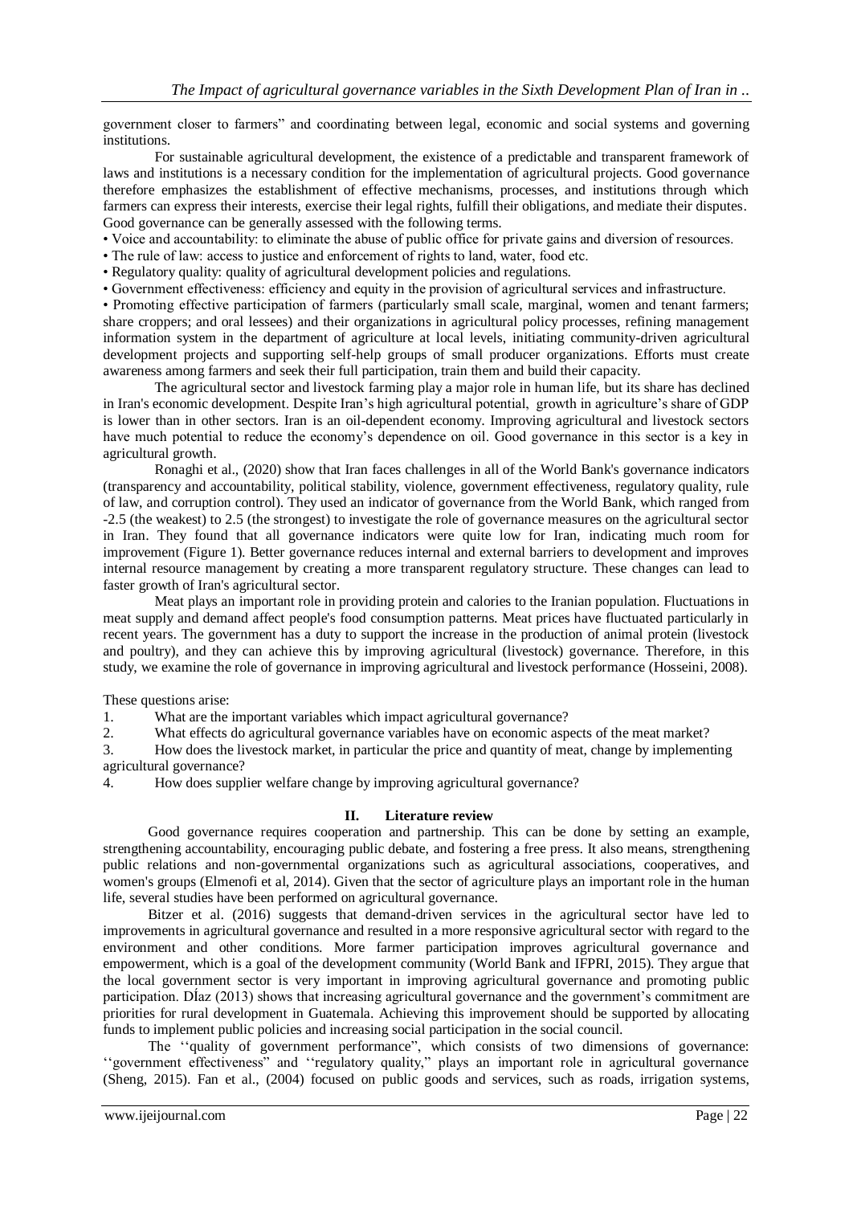government closer to farmers" and coordinating between legal, economic and social systems and governing institutions.

For sustainable agricultural development, the existence of a predictable and transparent framework of laws and institutions is a necessary condition for the implementation of agricultural projects. Good governance therefore emphasizes the establishment of effective mechanisms, processes, and institutions through which farmers can express their interests, exercise their legal rights, fulfill their obligations, and mediate their disputes. Good governance can be generally assessed with the following terms.

- Voice and accountability: to eliminate the abuse of public office for private gains and diversion of resources.
- The rule of law: access to justice and enforcement of rights to land, water, food etc.
- Regulatory quality: quality of agricultural development policies and regulations.
- Government effectiveness: efficiency and equity in the provision of agricultural services and infrastructure.
- Promoting effective participation of farmers (particularly small scale, marginal, women and tenant farmers; share croppers; and oral lessees) and their organizations in agricultural policy processes, refining management information system in the department of agriculture at local levels, initiating community-driven agricultural development projects and supporting self-help groups of small producer organizations. Efforts must create awareness among farmers and seek their full participation, train them and build their capacity.

The agricultural sector and livestock farming play a major role in human life, but its share has declined in Iran's economic development. Despite Iran's high agricultural potential, growth in agriculture's share of GDP is lower than in other sectors. Iran is an oil-dependent economy. Improving agricultural and livestock sectors have much potential to reduce the economy's dependence on oil. Good governance in this sector is a key in agricultural growth.

Ronaghi et al., (2020) show that Iran faces challenges in all of the World Bank's governance indicators (transparency and accountability, political stability, violence, government effectiveness, regulatory quality, rule of law, and corruption control). They used an indicator of governance from the World Bank, which ranged from -2.5 (the weakest) to 2.5 (the strongest) to investigate the role of governance measures on the agricultural sector in Iran. They found that all governance indicators were quite low for Iran, indicating much room for improvement (Figure 1). Better governance reduces internal and external barriers to development and improves internal resource management by creating a more transparent regulatory structure. These changes can lead to faster growth of Iran's agricultural sector.

Meat plays an important role in providing protein and calories to the Iranian population. Fluctuations in meat supply and demand affect people's food consumption patterns. Meat prices have fluctuated particularly in recent years. The government has a duty to support the increase in the production of animal protein (livestock and poultry), and they can achieve this by improving agricultural (livestock) governance. Therefore, in this study, we examine the role of governance in improving agricultural and livestock performance (Hosseini, 2008).

These questions arise:

1. What are the important variables which impact agricultural governance?
2. What effects do agricultural governance variables have on economic aspects of the meat market?
3. How does the livestock market, in particular the price and quantity of meat, change by implementing agricultural governance?
4. How does supplier welfare change by improving agricultural governance?

## II. Literature review

Good governance requires cooperation and partnership. This can be done by setting an example, strengthening accountability, encouraging public debate, and fostering a free press. It also means, strengthening public relations and non-governmental organizations such as agricultural associations, cooperatives, and women's groups (Elmenofi et al, 2014). Given that the sector of agriculture plays an important role in the human life, several studies have been performed on agricultural governance.

Bitzer et al. (2016) suggests that demand-driven services in the agricultural sector have led to improvements in agricultural governance and resulted in a more responsive agricultural sector with regard to the environment and other conditions. More farmer participation improves agricultural governance and empowerment, which is a goal of the development community (World Bank and IFPRI, 2015). They argue that the local government sector is very important in improving agricultural governance and promoting public participation. DÍaz (2013) shows that increasing agricultural governance and the government's commitment are priorities for rural development in Guatemala. Achieving this improvement should be supported by allocating funds to implement public policies and increasing social participation in the social council.

The ''quality of government performance", which consists of two dimensions of governance: ''government effectiveness" and ''regulatory quality," plays an important role in agricultural governance (Sheng, 2015). Fan et al., (2004) focused on public goods and services, such as roads, irrigation systems,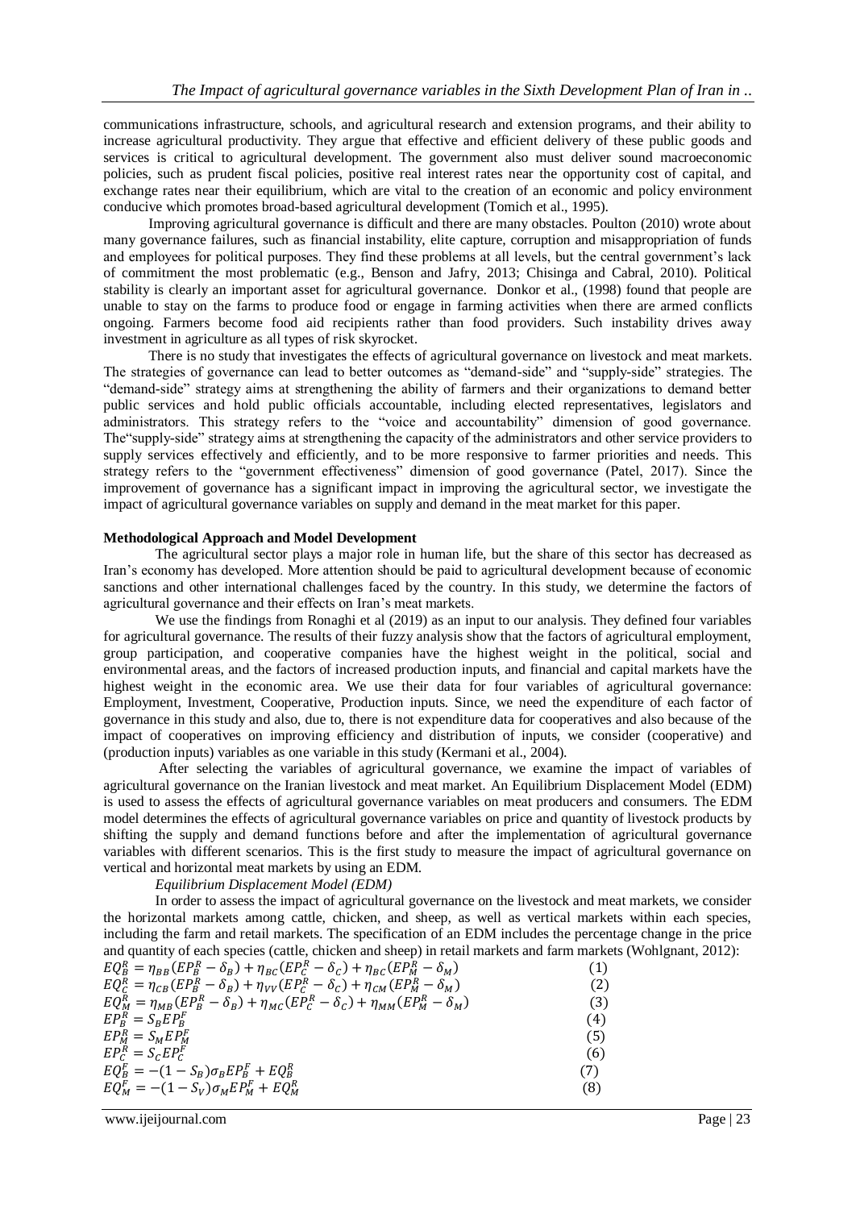communications infrastructure, schools, and agricultural research and extension programs, and their ability to increase agricultural productivity. They argue that effective and efficient delivery of these public goods and services is critical to agricultural development. The government also must deliver sound macroeconomic policies, such as prudent fiscal policies, positive real interest rates near the opportunity cost of capital, and exchange rates near their equilibrium, which are vital to the creation of an economic and policy environment conducive which promotes broad-based agricultural development (Tomich et al., 1995).

Improving agricultural governance is difficult and there are many obstacles. Poulton (2010) wrote about many governance failures, such as financial instability, elite capture, corruption and misappropriation of funds and employees for political purposes. They find these problems at all levels, but the central government's lack of commitment the most problematic (e.g., Benson and Jafry, 2013; Chisinga and Cabral, 2010). Political stability is clearly an important asset for agricultural governance. Donkor et al., (1998) found that people are unable to stay on the farms to produce food or engage in farming activities when there are armed conflicts ongoing. Farmers become food aid recipients rather than food providers. Such instability drives away investment in agriculture as all types of risk skyrocket.

There is no study that investigates the effects of agricultural governance on livestock and meat markets. The strategies of governance can lead to better outcomes as "demand-side" and "supply-side" strategies. The "demand-side" strategy aims at strengthening the ability of farmers and their organizations to demand better public services and hold public officials accountable, including elected representatives, legislators and administrators. This strategy refers to the "voice and accountability" dimension of good governance. The"supply-side" strategy aims at strengthening the capacity of the administrators and other service providers to supply services effectively and efficiently, and to be more responsive to farmer priorities and needs. This strategy refers to the "government effectiveness" dimension of good governance (Patel, 2017). Since the improvement of governance has a significant impact in improving the agricultural sector, we investigate the impact of agricultural governance variables on supply and demand in the meat market for this paper.

**Methodological Approach and Model Development**

The agricultural sector plays a major role in human life, but the share of this sector has decreased as Iran's economy has developed. More attention should be paid to agricultural development because of economic sanctions and other international challenges faced by the country. In this study, we determine the factors of agricultural governance and their effects on Iran's meat markets.

We use the findings from Ronaghi et al (2019) as an input to our analysis. They defined four variables for agricultural governance. The results of their fuzzy analysis show that the factors of agricultural employment, group participation, and cooperative companies have the highest weight in the political, social and environmental areas, and the factors of increased production inputs, and financial and capital markets have the highest weight in the economic area. We use their data for four variables of agricultural governance: Employment, Investment, Cooperative, Production inputs. Since, we need the expenditure of each factor of governance in this study and also, due to, there is not expenditure data for cooperatives and also because of the impact of cooperatives on improving efficiency and distribution of inputs, we consider (cooperative) and (production inputs) variables as one variable in this study (Kermani et al., 2004).

After selecting the variables of agricultural governance, we examine the impact of variables of agricultural governance on the Iranian livestock and meat market. An Equilibrium Displacement Model (EDM) is used to assess the effects of agricultural governance variables on meat producers and consumers. The EDM model determines the effects of agricultural governance variables on price and quantity of livestock products by shifting the supply and demand functions before and after the implementation of agricultural governance variables with different scenarios. This is the first study to measure the impact of agricultural governance on vertical and horizontal meat markets by using an EDM.

*Equilibrium Displacement Model (EDM)*

In order to assess the impact of agricultural governance on the livestock and meat markets, we consider the horizontal markets among cattle, chicken, and sheep, as well as vertical markets within each species, including the farm and retail markets. The specification of an EDM includes the percentage change in the price and quantity of each species (cattle, chicken and sheep) in retail markets and farm markets (Wohlgnant, 2012):

$$EQ_B^R = \eta_{BB}(EP_B^R - \delta_B) + \eta_{BC}(EP_C^R - \delta_C) + \eta_{BC}(EP_M^R - \delta_M) \quad (1)$$

$$EQ_C^R = \eta_{CB}(EP_B^R - \delta_B) + \eta_{VV}(EP_C^R - \delta_C) + \eta_{CM}(EP_M^R - \delta_M) \quad (2)$$

$$EQ_M^R = \eta_{MB}(EP_B^R - \delta_B) + \eta_{MC}(EP_C^R - \delta_C) + \eta_{MM}(EP_M^R - \delta_M) \quad (3)$$

$$EP_B^R = S_B EP_B^F \quad (4)$$

$$EP_M^R = S_M EP_M^F \quad (5)$$

$$EP_C^R = S_C EP_C^F \quad (6)$$

$$EQ_B^F = -(1 - S_B)\sigma_B EP_B^F + EQ_B^R \quad (7)$$

$$EQ_M^F = -(1 - S_V)\sigma_M EP_M^F + EQ_M^R \quad (8)$$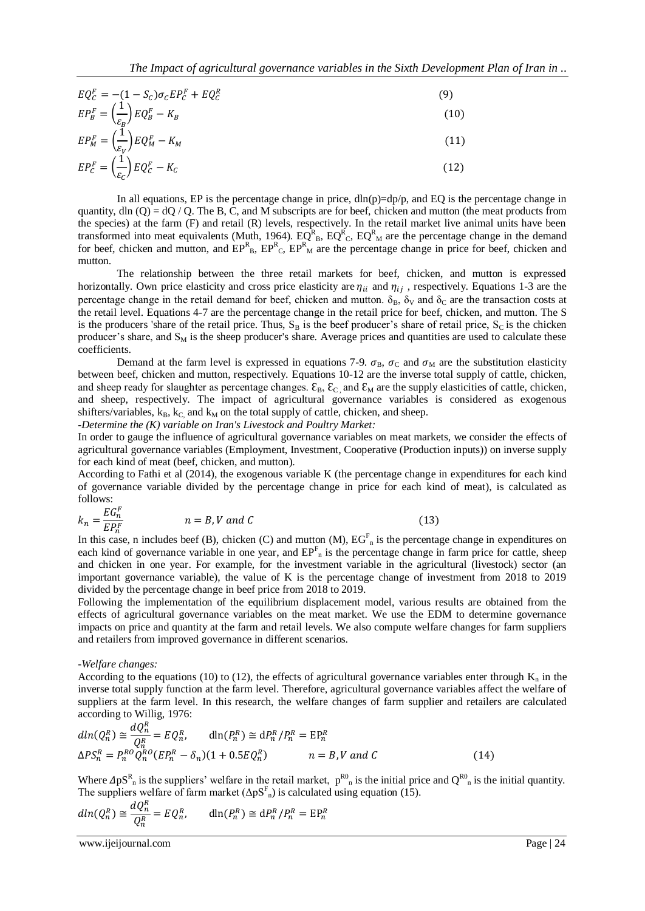$$EQ_C^F = -(1 - S_C)\sigma_C EP_C^F + EQ_C^R \tag{9}$$

$$EP_B^F = \left(\frac{1}{\varepsilon_B}\right) EQ_B^F - K_B \tag{10}$$

$$EP_M^F = \left(\frac{1}{\varepsilon_V}\right) EQ_M^F - K_M \tag{11}$$

$$EP_C^F = \left(\frac{1}{\varepsilon_C}\right) EQ_C^F - K_C \tag{12}$$

In all equations, EP is the percentage change in price, $dln(p)=dp/p$, and EQ is the percentage change in quantity, $dln(Q) = dQ / Q$. The B, C, and M subscripts are for beef, chicken and mutton (the meat products from the species) at the farm (F) and retail (R) levels, respectively. In the retail market live animal units have been transformed into meat equivalents (Muth, 1964). $EQ^R_B$, $EQ^R_C$, $EQ^R_M$ are the percentage change in the demand for beef, chicken and mutton, and $EP^R_B$, $EP^R_C$, $EP^R_M$ are the percentage change in price for beef, chicken and mutton.

The relationship between the three retail markets for beef, chicken, and mutton is expressed horizontally. Own price elasticity and cross price elasticity are $\eta_{ii}$ and $\eta_{ij}$, respectively. Equations 1-3 are the percentage change in the retail demand for beef, chicken and mutton. $\delta_B$, $\delta_V$ and $\delta_C$ are the transaction costs at the retail level. Equations 4-7 are the percentage change in the retail price for beef, chicken, and mutton. The S is the producers 'share of the retail price. Thus, $S_B$ is the beef producer's share of retail price, $S_C$ is the chicken producer's share, and $S_M$ is the sheep producer's share. Average prices and quantities are used to calculate these coefficients.

Demand at the farm level is expressed in equations 7-9. $\sigma_B$, $\sigma_C$ and $\sigma_M$ are the substitution elasticity between beef, chicken and mutton, respectively. Equations 10-12 are the inverse total supply of cattle, chicken, and sheep ready for slaughter as percentage changes. $\mathcal{E}_B$, $\mathcal{E}_C$, and $\mathcal{E}_M$ are the supply elasticities of cattle, chicken, and sheep, respectively. The impact of agricultural governance variables is considered as exogenous shifters/variables, $k_B$, $k_C$, and $k_M$ on the total supply of cattle, chicken, and sheep.

*-Determine the (K) variable on Iran's Livestock and Poultry Market:*

In order to gauge the influence of agricultural governance variables on meat markets, we consider the effects of agricultural governance variables (Employment, Investment, Cooperative (Production inputs)) on inverse supply for each kind of meat (beef, chicken, and mutton).

According to Fathi et al (2014), the exogenous variable K (the percentage change in expenditures for each kind of governance variable divided by the percentage change in price for each kind of meat), is calculated as follows:

$$k_n = \frac{EG_n^F}{EP_n^F} \qquad n = B, V \text{ and } C \tag{13}$$

In this case, n includes beef (B), chicken (C) and mutton (M), $EG^F_n$ is the percentage change in expenditures on each kind of governance variable in one year, and $EP^F_n$ is the percentage change in farm price for cattle, sheep and chicken in one year. For example, for the investment variable in the agricultural (livestock) sector (an important governance variable), the value of K is the percentage change of investment from 2018 to 2019 divided by the percentage change in beef price from 2018 to 2019.

Following the implementation of the equilibrium displacement model, various results are obtained from the effects of agricultural governance variables on the meat market. We use the EDM to determine governance impacts on price and quantity at the farm and retail levels. We also compute welfare changes for farm suppliers and retailers from improved governance in different scenarios.

*-Welfare changes:*

According to the equations (10) to (12), the effects of agricultural governance variables enter through $K_n$ in the inverse total supply function at the farm level. Therefore, agricultural governance variables affect the welfare of suppliers at the farm level. In this research, the welfare changes of farm supplier and retailers are calculated according to Willig, 1976:

$$dln(Q_n^R) \cong \frac{dQ_n^R}{Q_n^R} = EQ_n^R, \qquad dln(P_n^R) \cong dP_n^R / P_n^R = EP_n^R$$

$$\Delta PS_n^R = P_n^{RO} Q_n^{RO} (EP_n^R - \delta_n)(1 + 0.5EQ_n^R) \qquad n = B, V \text{ and } C \tag{14}$$

Where $\Delta pS^R_n$ is the suppliers' welfare in the retail market, $p^{R0}_n$ is the initial price and $Q^{R0}_n$ is the initial quantity. The suppliers welfare of farm market ($\Delta pS^F_n$) is calculated using equation (15).

$$dln(Q_n^R) \cong \frac{dQ_n^R}{Q_n^R} = EQ_n^R, \qquad dln(P_n^R) \cong dP_n^R / P_n^R = EP_n^R$$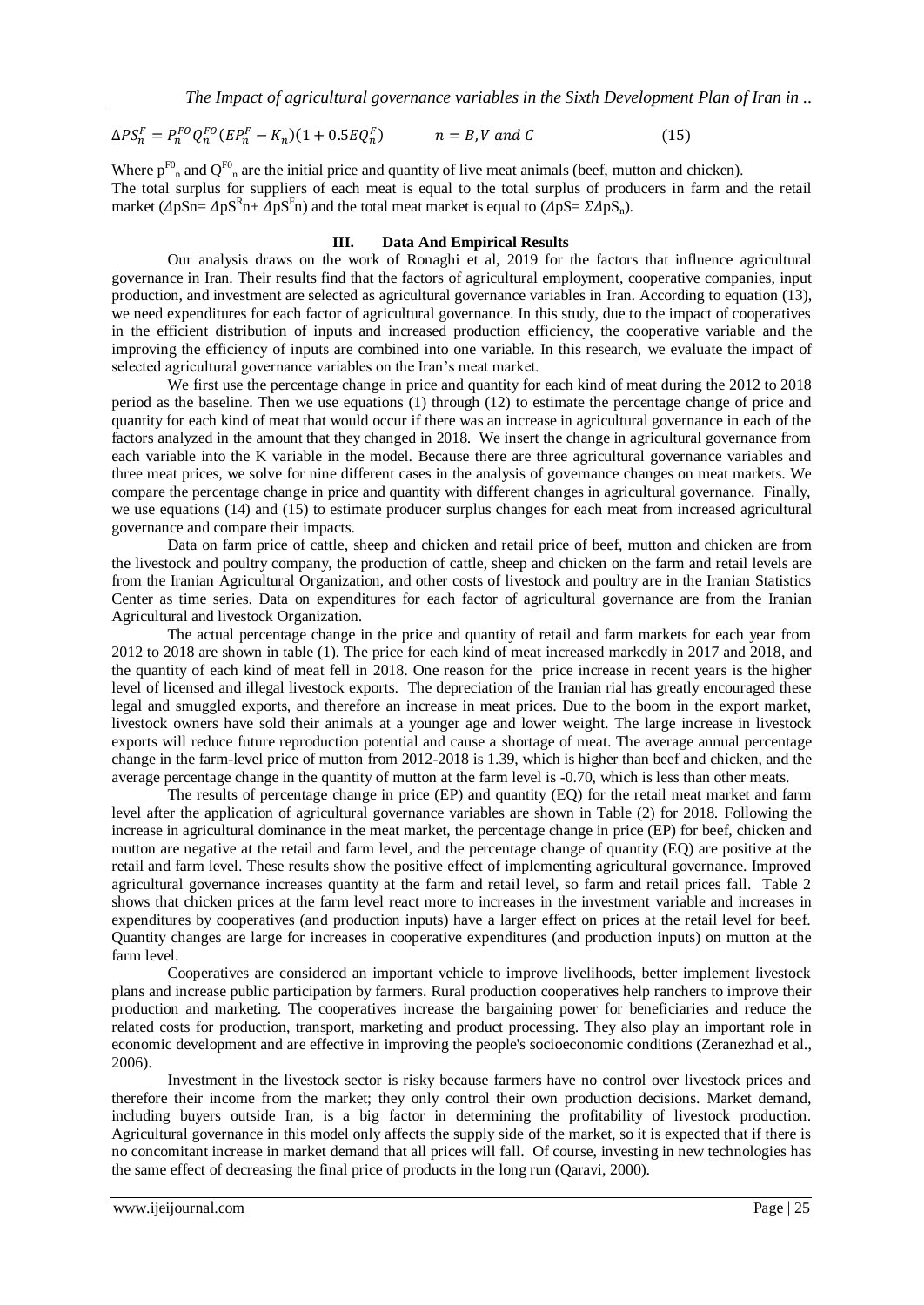$$\Delta PS_n^F = P_n^{F0} Q_n^{F0} (EP_n^F - K_n)(1 + 0.5EQ_n^F) \qquad n = B, V \text{ and } C \tag{15}$$

Where $p^{F0}_n$ and $Q^{F0}_n$ are the initial price and quantity of live meat animals (beef, mutton and chicken).
The total surplus for suppliers of each meat is equal to the total surplus of producers in farm and the retail market ($\Delta pSn = \Delta pS^R n + \Delta pS^F n$) and the total meat market is equal to ($\Delta pS = \Sigma \Delta pS_n$).

## III. Data And Empirical Results

Our analysis draws on the work of Ronaghi et al, 2019 for the factors that influence agricultural governance in Iran. Their results find that the factors of agricultural employment, cooperative companies, input production, and investment are selected as agricultural governance variables in Iran. According to equation (13), we need expenditures for each factor of agricultural governance. In this study, due to the impact of cooperatives in the efficient distribution of inputs and increased production efficiency, the cooperative variable and the improving the efficiency of inputs are combined into one variable. In this research, we evaluate the impact of selected agricultural governance variables on the Iran's meat market.

We first use the percentage change in price and quantity for each kind of meat during the 2012 to 2018 period as the baseline. Then we use equations (1) through (12) to estimate the percentage change of price and quantity for each kind of meat that would occur if there was an increase in agricultural governance in each of the factors analyzed in the amount that they changed in 2018. We insert the change in agricultural governance from each variable into the K variable in the model. Because there are three agricultural governance variables and three meat prices, we solve for nine different cases in the analysis of governance changes on meat markets. We compare the percentage change in price and quantity with different changes in agricultural governance. Finally, we use equations (14) and (15) to estimate producer surplus changes for each meat from increased agricultural governance and compare their impacts.

Data on farm price of cattle, sheep and chicken and retail price of beef, mutton and chicken are from the livestock and poultry company, the production of cattle, sheep and chicken on the farm and retail levels are from the Iranian Agricultural Organization, and other costs of livestock and poultry are in the Iranian Statistics Center as time series. Data on expenditures for each factor of agricultural governance are from the Iranian Agricultural and livestock Organization.

The actual percentage change in the price and quantity of retail and farm markets for each year from 2012 to 2018 are shown in table (1). The price for each kind of meat increased markedly in 2017 and 2018, and the quantity of each kind of meat fell in 2018. One reason for the price increase in recent years is the higher level of licensed and illegal livestock exports. The depreciation of the Iranian rial has greatly encouraged these legal and smuggled exports, and therefore an increase in meat prices. Due to the boom in the export market, livestock owners have sold their animals at a younger age and lower weight. The large increase in livestock exports will reduce future reproduction potential and cause a shortage of meat. The average annual percentage change in the farm-level price of mutton from 2012-2018 is 1.39, which is higher than beef and chicken, and the average percentage change in the quantity of mutton at the farm level is -0.70, which is less than other meats.

The results of percentage change in price (EP) and quantity (EQ) for the retail meat market and farm level after the application of agricultural governance variables are shown in Table (2) for 2018. Following the increase in agricultural dominance in the meat market, the percentage change in price (EP) for beef, chicken and mutton are negative at the retail and farm level, and the percentage change of quantity (EQ) are positive at the retail and farm level. These results show the positive effect of implementing agricultural governance. Improved agricultural governance increases quantity at the farm and retail level, so farm and retail prices fall. Table 2 shows that chicken prices at the farm level react more to increases in the investment variable and increases in expenditures by cooperatives (and production inputs) have a larger effect on prices at the retail level for beef. Quantity changes are large for increases in cooperative expenditures (and production inputs) on mutton at the farm level.

Cooperatives are considered an important vehicle to improve livelihoods, better implement livestock plans and increase public participation by farmers. Rural production cooperatives help ranchers to improve their production and marketing. The cooperatives increase the bargaining power for beneficiaries and reduce the related costs for production, transport, marketing and product processing. They also play an important role in economic development and are effective in improving the people's socioeconomic conditions (Zeranezhad et al., 2006).

Investment in the livestock sector is risky because farmers have no control over livestock prices and therefore their income from the market; they only control their own production decisions. Market demand, including buyers outside Iran, is a big factor in determining the profitability of livestock production. Agricultural governance in this model only affects the supply side of the market, so it is expected that if there is no concomitant increase in market demand that all prices will fall. Of course, investing in new technologies has the same effect of decreasing the final price of products in the long run (Qaravi, 2000).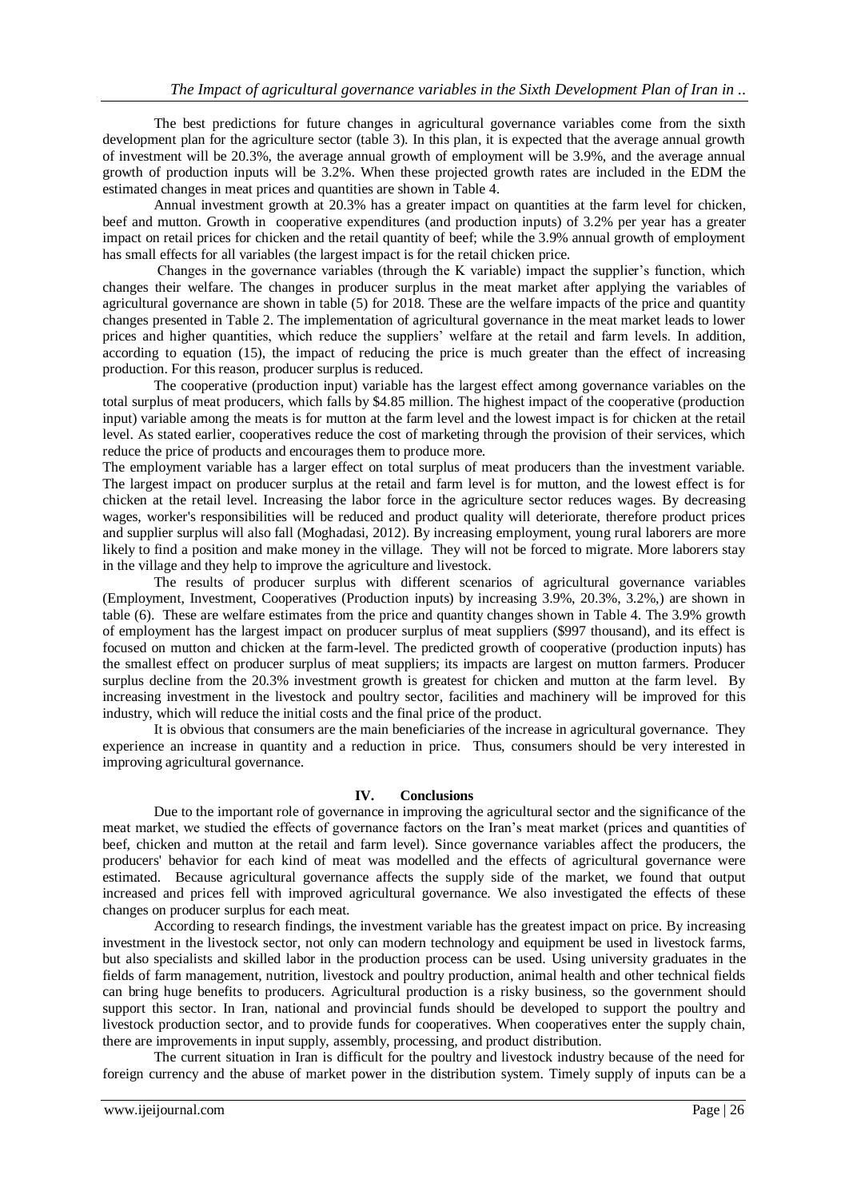The best predictions for future changes in agricultural governance variables come from the sixth development plan for the agriculture sector (table 3). In this plan, it is expected that the average annual growth of investment will be 20.3%, the average annual growth of employment will be 3.9%, and the average annual growth of production inputs will be 3.2%. When these projected growth rates are included in the EDM the estimated changes in meat prices and quantities are shown in Table 4.

Annual investment growth at 20.3% has a greater impact on quantities at the farm level for chicken, beef and mutton. Growth in cooperative expenditures (and production inputs) of 3.2% per year has a greater impact on retail prices for chicken and the retail quantity of beef; while the 3.9% annual growth of employment has small effects for all variables (the largest impact is for the retail chicken price.

Changes in the governance variables (through the K variable) impact the supplier's function, which changes their welfare. The changes in producer surplus in the meat market after applying the variables of agricultural governance are shown in table (5) for 2018. These are the welfare impacts of the price and quantity changes presented in Table 2. The implementation of agricultural governance in the meat market leads to lower prices and higher quantities, which reduce the suppliers' welfare at the retail and farm levels. In addition, according to equation (15), the impact of reducing the price is much greater than the effect of increasing production. For this reason, producer surplus is reduced.

The cooperative (production input) variable has the largest effect among governance variables on the total surplus of meat producers, which falls by $4.85 million. The highest impact of the cooperative (production input) variable among the meats is for mutton at the farm level and the lowest impact is for chicken at the retail level. As stated earlier, cooperatives reduce the cost of marketing through the provision of their services, which reduce the price of products and encourages them to produce more.

The employment variable has a larger effect on total surplus of meat producers than the investment variable. The largest impact on producer surplus at the retail and farm level is for mutton, and the lowest effect is for chicken at the retail level. Increasing the labor force in the agriculture sector reduces wages. By decreasing wages, worker's responsibilities will be reduced and product quality will deteriorate, therefore product prices and supplier surplus will also fall (Moghadasi, 2012). By increasing employment, young rural laborers are more likely to find a position and make money in the village. They will not be forced to migrate. More laborers stay in the village and they help to improve the agriculture and livestock.

The results of producer surplus with different scenarios of agricultural governance variables (Employment, Investment, Cooperatives (Production inputs) by increasing 3.9%, 20.3%, 3.2%,) are shown in table (6). These are welfare estimates from the price and quantity changes shown in Table 4. The 3.9% growth of employment has the largest impact on producer surplus of meat suppliers ($997 thousand), and its effect is focused on mutton and chicken at the farm-level. The predicted growth of cooperative (production inputs) has the smallest effect on producer surplus of meat suppliers; its impacts are largest on mutton farmers. Producer surplus decline from the 20.3% investment growth is greatest for chicken and mutton at the farm level. By increasing investment in the livestock and poultry sector, facilities and machinery will be improved for this industry, which will reduce the initial costs and the final price of the product.

It is obvious that consumers are the main beneficiaries of the increase in agricultural governance. They experience an increase in quantity and a reduction in price. Thus, consumers should be very interested in improving agricultural governance.

## IV. Conclusions

Due to the important role of governance in improving the agricultural sector and the significance of the meat market, we studied the effects of governance factors on the Iran's meat market (prices and quantities of beef, chicken and mutton at the retail and farm level). Since governance variables affect the producers, the producers' behavior for each kind of meat was modelled and the effects of agricultural governance were estimated. Because agricultural governance affects the supply side of the market, we found that output increased and prices fell with improved agricultural governance. We also investigated the effects of these changes on producer surplus for each meat.

According to research findings, the investment variable has the greatest impact on price. By increasing investment in the livestock sector, not only can modern technology and equipment be used in livestock farms, but also specialists and skilled labor in the production process can be used. Using university graduates in the fields of farm management, nutrition, livestock and poultry production, animal health and other technical fields can bring huge benefits to producers. Agricultural production is a risky business, so the government should support this sector. In Iran, national and provincial funds should be developed to support the poultry and livestock production sector, and to provide funds for cooperatives. When cooperatives enter the supply chain, there are improvements in input supply, assembly, processing, and product distribution.

The current situation in Iran is difficult for the poultry and livestock industry because of the need for foreign currency and the abuse of market power in the distribution system. Timely supply of inputs can be a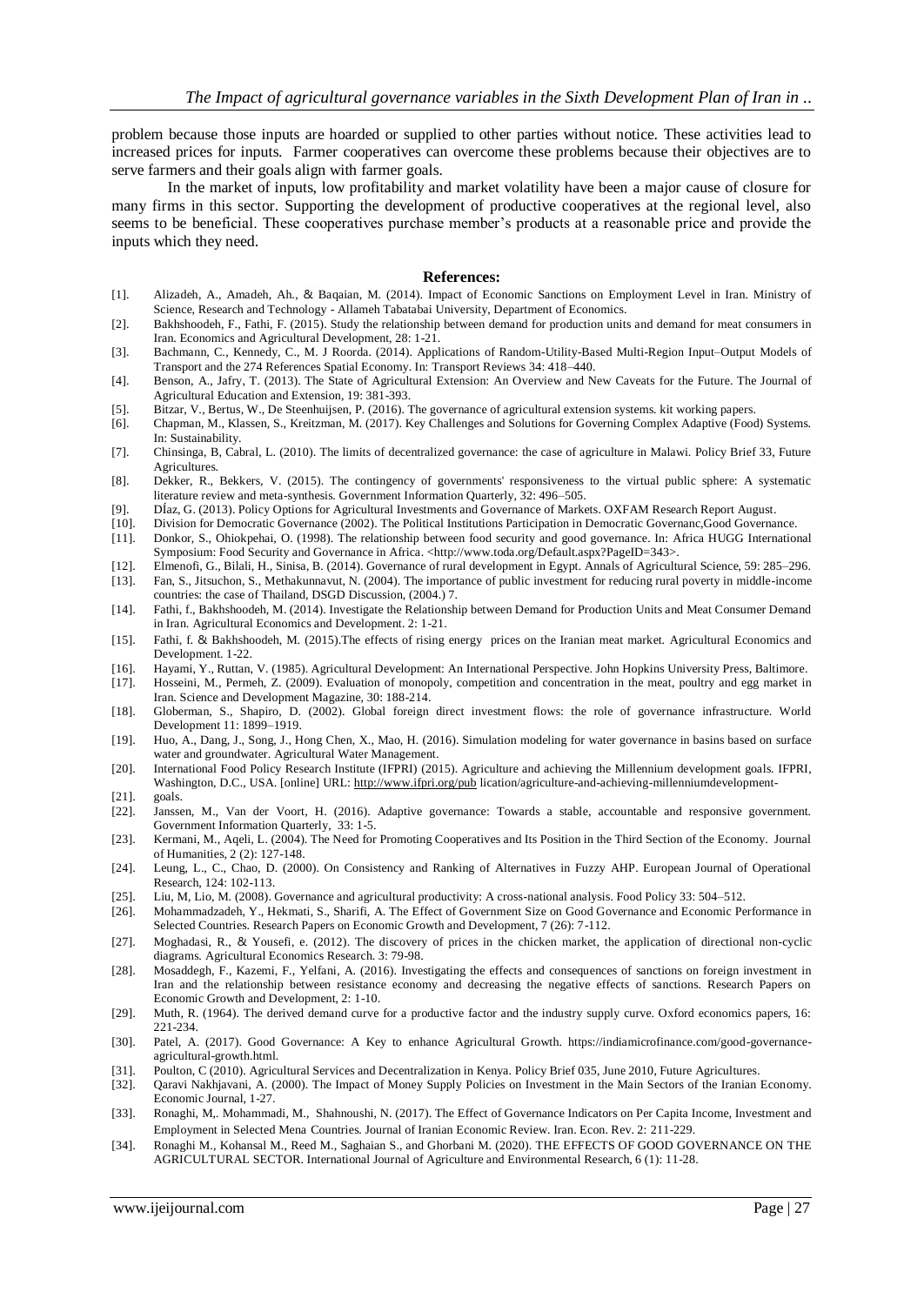problem because those inputs are hoarded or supplied to other parties without notice. These activities lead to increased prices for inputs. Farmer cooperatives can overcome these problems because their objectives are to serve farmers and their goals align with farmer goals.

In the market of inputs, low profitability and market volatility have been a major cause of closure for many firms in this sector. Supporting the development of productive cooperatives at the regional level, also seems to be beneficial. These cooperatives purchase member's products at a reasonable price and provide the inputs which they need.

## References:

[1]. Alizadeh, A., Amadeh, Ah., & Baqaian, M. (2014). Impact of Economic Sanctions on Employment Level in Iran. Ministry of Science, Research and Technology - Allameh Tabatabai University, Department of Economics.

[2]. Bakhshoodeh, F., Fathi, F. (2015). Study the relationship between demand for production units and demand for meat consumers in Iran. Economics and Agricultural Development, 28: 1-21.

[3]. Bachmann, C., Kennedy, C., M. J Roorda. (2014). Applications of Random-Utility-Based Multi-Region Input–Output Models of Transport and the 274 References Spatial Economy. In: Transport Reviews 34: 418–440.

[4]. Benson, A., Jafry, T. (2013). The State of Agricultural Extension: An Overview and New Caveats for the Future. The Journal of Agricultural Education and Extension, 19: 381-393.

[5]. Bitzar, V., Bertus, W., De Steenhuijsen, P. (2016). The governance of agricultural extension systems. kit working papers.

[6]. Chapman, M., Klassen, S., Kreitzman, M. (2017). Key Challenges and Solutions for Governing Complex Adaptive (Food) Systems. In: Sustainability.

[7]. Chinsinga, B, Cabral, L. (2010). The limits of decentralized governance: the case of agriculture in Malawi. Policy Brief 33, Future Agricultures.

[8]. Dekker, R., Bekkers, V. (2015). The contingency of governments' responsiveness to the virtual public sphere: A systematic literature review and meta-synthesis. Government Information Quarterly, 32: 496–505.

[9]. DÍaz, G. (2013). Policy Options for Agricultural Investments and Governance of Markets. OXFAM Research Report August.

[10]. Division for Democratic Governance (2002). The Political Institutions Participation in Democratic Governanc,Good Governance.

[11]. Donkor, S., Ohiokpehai, O. (1998). The relationship between food security and good governance. In: Africa HUGG International Symposium: Food Security and Governance in Africa. <http://www.toda.org/Default.aspx?PageID=343>.

[12]. Elmenofi, G., Bilali, H., Sinisa, B. (2014). Governance of rural development in Egypt. Annals of Agricultural Science, 59: 285–296.

[13]. Fan, S., Jitsuchon, S., Methakunnavut, N. (2004). The importance of public investment for reducing rural poverty in middle-income countries: the case of Thailand, DSGD Discussion, (2004.) 7.

[14]. Fathi, f., Bakhshoodeh, M. (2014). Investigate the Relationship between Demand for Production Units and Meat Consumer Demand in Iran. Agricultural Economics and Development. 2: 1-21.

[15]. Fathi, f. & Bakhshoodeh, M. (2015).The effects of rising energy prices on the Iranian meat market. Agricultural Economics and Development. 1-22.

[16]. Hayami, Y., Ruttan, V. (1985). Agricultural Development: An International Perspective. John Hopkins University Press, Baltimore.

[17]. Hosseini, M., Permeh, Z. (2009). Evaluation of monopoly, competition and concentration in the meat, poultry and egg market in Iran. Science and Development Magazine, 30: 188-214.

[18]. Globerman, S., Shapiro, D. (2002). Global foreign direct investment flows: the role of governance infrastructure. World Development 11: 1899–1919.

[19]. Huo, A., Dang, J., Song, J., Hong Chen, X., Mao, H. (2016). Simulation modeling for water governance in basins based on surface water and groundwater. Agricultural Water Management.

[20]. International Food Policy Research Institute (IFPRI) (2015). Agriculture and achieving the Millennium development goals. IFPRI, Washington, D.C., USA. [online] URL: http://www.ifpri.org/pub lication/agriculture-and-achieving-millenniumdevelopment-

[21]. goals.

[22]. Janssen, M., Van der Voort, H. (2016). Adaptive governance: Towards a stable, accountable and responsive government. Government Information Quarterly, 33: 1-5.

[23]. Kermani, M., Aqeli, L. (2004). The Need for Promoting Cooperatives and Its Position in the Third Section of the Economy. Journal of Humanities, 2 (2): 127-148.

[24]. Leung, L., C., Chao, D. (2000). On Consistency and Ranking of Alternatives in Fuzzy AHP. European Journal of Operational Research, 124: 102-113.

[25]. Liu, M, Lio, M. (2008). Governance and agricultural productivity: A cross-national analysis. Food Policy 33: 504–512.

[26]. Mohammadzadeh, Y., Hekmati, S., Sharifi, A. The Effect of Government Size on Good Governance and Economic Performance in Selected Countries. Research Papers on Economic Growth and Development, 7 (26): 7-112.

[27]. Moghadasi, R., & Yousefi, e. (2012). The discovery of prices in the chicken market, the application of directional non-cyclic diagrams. Agricultural Economics Research. 3: 79-98.

[28]. Mosaddegh, F., Kazemi, F., Yelfani, A. (2016). Investigating the effects and consequences of sanctions on foreign investment in Iran and the relationship between resistance economy and decreasing the negative effects of sanctions. Research Papers on Economic Growth and Development, 2: 1-10.

[29]. Muth, R. (1964). The derived demand curve for a productive factor and the industry supply curve. Oxford economics papers, 16: 221-234.

[30]. Patel, A. (2017). Good Governance: A Key to enhance Agricultural Growth. https://indiamicrofinance.com/good-governance-agricultural-growth.html.

[31]. Poulton, C (2010). Agricultural Services and Decentralization in Kenya. Policy Brief 035, June 2010, Future Agricultures.

[32]. Qaravi Nakhjavani, A. (2000). The Impact of Money Supply Policies on Investment in the Main Sectors of the Iranian Economy. Economic Journal, 1-27.

[33]. Ronaghi, M,. Mohammadi, M., Shahnoushi, N. (2017). The Effect of Governance Indicators on Per Capita Income, Investment and Employment in Selected Mena Countries. Journal of Iranian Economic Review. Iran. Econ. Rev. 2: 211-229.

[34]. Ronaghi M., Kohansal M., Reed M., Saghaian S., and Ghorbani M. (2020). THE EFFECTS OF GOOD GOVERNANCE ON THE AGRICULTURAL SECTOR. International Journal of Agriculture and Environmental Research, 6 (1): 11-28.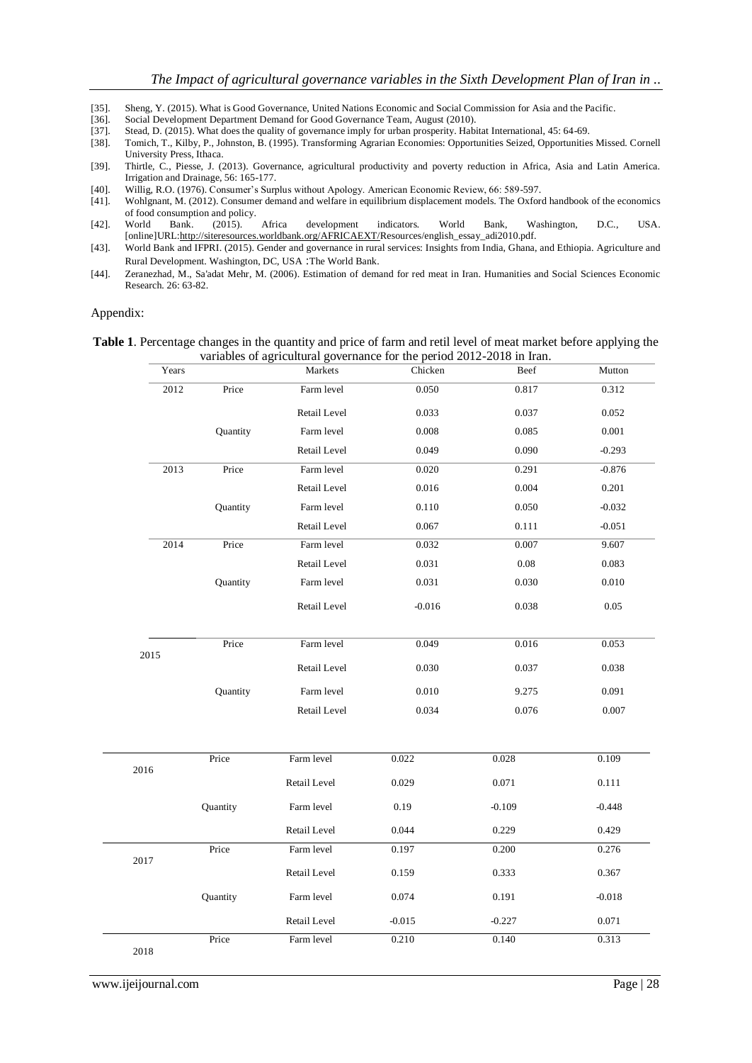[35]. Sheng, Y. (2015). What is Good Governance, United Nations Economic and Social Commission for Asia and the Pacific.

[36]. Social Development Department Demand for Good Governance Team, August (2010).

[37]. Stead, D. (2015). What does the quality of governance imply for urban prosperity. Habitat International, 45: 64-69.

[38]. Tomich, T., Kilby, P., Johnston, B. (1995). Transforming Agrarian Economies: Opportunities Seized, Opportunities Missed. Cornell University Press, Ithaca.

[39]. Thirtle, C., Piesse, J. (2013). Governance, agricultural productivity and poverty reduction in Africa, Asia and Latin America. Irrigation and Drainage, 56: 165-177.

[40]. Willig, R.O. (1976). Consumer's Surplus without Apology. American Economic Review, 66: 589-597.

[41]. Wohlgnant, M. (2012). Consumer demand and welfare in equilibrium displacement models. The Oxford handbook of the economics of food consumption and policy.

[42]. World Bank. (2015). Africa development indicators. World Bank, Washington, D.C., USA. [online]URL:http://siteresources.worldbank.org/AFRICAEXT/Resources/english_essay_adi2010.pdf.

[43]. World Bank and IFPRI. (2015). Gender and governance in rural services: Insights from India, Ghana, and Ethiopia. Agriculture and Rural Development. Washington, DC, USA :The World Bank.

[44]. Zeranezhad, M., Sa'adat Mehr, M. (2006). Estimation of demand for red meat in Iran. Humanities and Social Sciences Economic Research. 26: 63-82.

Appendix:

**Table 1**. Percentage changes in the quantity and price of farm and retil level of meat market before applying the variables of agricultural governance for the period 2012-2018 in Iran.

| Years | | Markets | Chicken | Beef | Mutton |
|---|---|---|---|---|---|
| 2012 | Price | Farm level | 0.050 | 0.817 | 0.312 |
| | | Retail Level | 0.033 | 0.037 | 0.052 |
| | Quantity | Farm level | 0.008 | 0.085 | 0.001 |
| | | Retail Level | 0.049 | 0.090 | -0.293 |
| 2013 | Price | Farm level | 0.020 | 0.291 | -0.876 |
| | | Retail Level | 0.016 | 0.004 | 0.201 |
| | Quantity | Farm level | 0.110 | 0.050 | -0.032 |
| | | Retail Level | 0.067 | 0.111 | -0.051 |
| 2014 | Price | Farm level | 0.032 | 0.007 | 9.607 |
| | | Retail Level | 0.031 | 0.08 | 0.083 |
| | Quantity | Farm level | 0.031 | 0.030 | 0.010 |
| | | Retail Level | -0.016 | 0.038 | 0.05 |
| 2015 | Price | Farm level | 0.049 | 0.016 | 0.053 |
| | | Retail Level | 0.030 | 0.037 | 0.038 |
| | Quantity | Farm level | 0.010 | 9.275 | 0.091 |
| | | Retail Level | 0.034 | 0.076 | 0.007 |
| 2016 | Price | Farm level | 0.022 | 0.028 | 0.109 |
| | | Retail Level | 0.029 | 0.071 | 0.111 |
| | Quantity | Farm level | 0.19 | -0.109 | -0.448 |
| | | Retail Level | 0.044 | 0.229 | 0.429 |
| 2017 | Price | Farm level | 0.197 | 0.200 | 0.276 |
| | | Retail Level | 0.159 | 0.333 | 0.367 |
| | Quantity | Farm level | 0.074 | 0.191 | -0.018 |
| | | Retail Level | -0.015 | -0.227 | 0.071 |
| 2018 | Price | Farm level | 0.210 | 0.140 | 0.313 |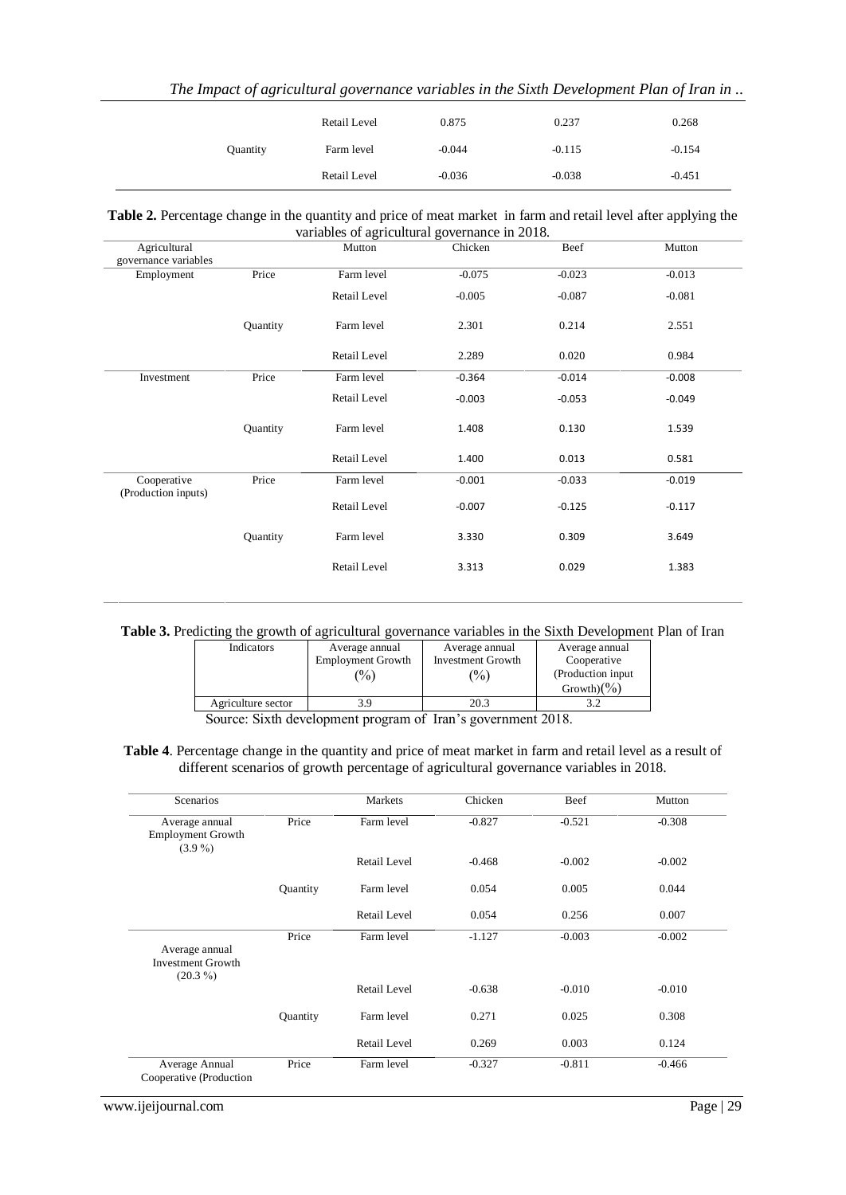| | | | | | |
|---|---|---|---|---|---|
| | | Retail Level | 0.875 | 0.237 | 0.268 |
| | Quantity | Farm level | -0.044 | -0.115 | -0.154 |
| | | Retail Level | -0.036 | -0.038 | -0.451 |

**Table 2.** Percentage change in the quantity and price of meat market in farm and retail level after applying the variables of agricultural governance in 2018.

| Agricultural governance variables | | Mutton | Chicken | Beef | Mutton |
|---|---|---|---|---|---|
| Employment | Price | Farm level | -0.075 | -0.023 | -0.013 |
| | | Retail Level | -0.005 | -0.087 | -0.081 |
| | Quantity | Farm level | 2.301 | 0.214 | 2.551 |
| | | Retail Level | 2.289 | 0.020 | 0.984 |
| Investment | Price | Farm level | -0.364 | -0.014 | -0.008 |
| | | Retail Level | -0.003 | -0.053 | -0.049 |
| | Quantity | Farm level | 1.408 | 0.130 | 1.539 |
| | | Retail Level | 1.400 | 0.013 | 0.581 |
| Cooperative (Production inputs) | Price | Farm level | -0.001 | -0.033 | -0.019 |
| | | Retail Level | -0.007 | -0.125 | -0.117 |
| | Quantity | Farm level | 3.330 | 0.309 | 3.649 |
| | | Retail Level | 3.313 | 0.029 | 1.383 |

**Table 3.** Predicting the growth of agricultural governance variables in the Sixth Development Plan of Iran

| Indicators | Average annual Employment Growth (%) | Average annual Investment Growth (%) | Average annual Cooperative (Production input Growth)(%) |
|---|---|---|---|
| Agriculture sector | 3.9 | 20.3 | 3.2 |

Source: Sixth development program of Iran's government 2018.

**Table 4**. Percentage change in the quantity and price of meat market in farm and retail level as a result of different scenarios of growth percentage of agricultural governance variables in 2018.

| Scenarios | | Markets | Chicken | Beef | Mutton |
|---|---|---|---|---|---|
| Average annual Employment Growth (3.9 %) | Price | Farm level | -0.827 | -0.521 | -0.308 |
| | | Retail Level | -0.468 | -0.002 | -0.002 |
| | Quantity | Farm level | 0.054 | 0.005 | 0.044 |
| | | Retail Level | 0.054 | 0.256 | 0.007 |
| Average annual Investment Growth (20.3 %) | Price | Farm level | -1.127 | -0.003 | -0.002 |
| | | Retail Level | -0.638 | -0.010 | -0.010 |
| | Quantity | Farm level | 0.271 | 0.025 | 0.308 |
| | | Retail Level | 0.269 | 0.003 | 0.124 |
| Average Annual Cooperative (Production | Price | Farm level | -0.327 | -0.811 | -0.466 |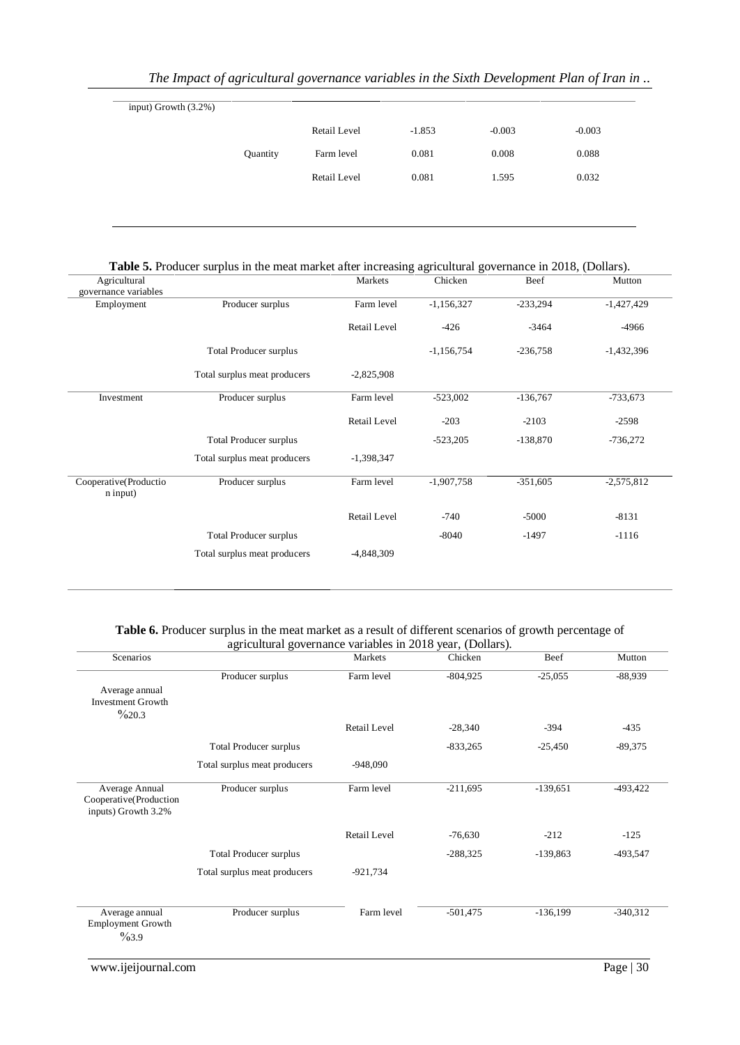| | | | | | |
|---|---|---|---|---|---|
| input) Growth (3.2%) | | | | | |
| | | Retail Level | -1.853 | -0.003 | -0.003 |
| | Quantity | Farm level | 0.081 | 0.008 | 0.088 |
| | | Retail Level | 0.081 | 1.595 | 0.032 |

**Table 5.** Producer surplus in the meat market after increasing agricultural governance in 2018, (Dollars).

| Agricultural governance variables | | Markets | Chicken | Beef | Mutton |
|---|---|---|---|---|---|
| Employment | Producer surplus | Farm level | -1,156,327 | -233,294 | -1,427,429 |
| | | Retail Level | -426 | -3464 | -4966 |
| | Total Producer surplus | | -1,156,754 | -236,758 | -1,432,396 |
| | Total surplus meat producers | -2,825,908 | | | |
| Investment | Producer surplus | Farm level | -523,002 | -136,767 | -733,673 |
| | | Retail Level | -203 | -2103 | -2598 |
| | Total Producer surplus | | -523,205 | -138,870 | -736,272 |
| | Total surplus meat producers | -1,398,347 | | | |
| Cooperative(Production input) | Producer surplus | Farm level | -1,907,758 | -351,605 | -2,575,812 |
| | | Retail Level | -740 | -5000 | -8131 |
| | Total Producer surplus | | -8040 | -1497 | -1116 |
| | Total surplus meat producers | -4,848,309 | | | |

**Table 6.** Producer surplus in the meat market as a result of different scenarios of growth percentage of agricultural governance variables in 2018 year, (Dollars).

| Scenarios | | Markets | Chicken | Beef | Mutton |
|---|---|---|---|---|---|
| Average annual Investment Growth %20.3 | Producer surplus | Farm level | -804,925 | -25,055 | -88,939 |
| | | Retail Level | -28,340 | -394 | -435 |
| | Total Producer surplus | | -833,265 | -25,450 | -89,375 |
| | Total surplus meat producers | -948,090 | | | |
| Average Annual Cooperative(Production inputs) Growth 3.2% | Producer surplus | Farm level | -211,695 | -139,651 | -493,422 |
| | | Retail Level | -76,630 | -212 | -125 |
| | Total Producer surplus | | -288,325 | -139,863 | -493,547 |
| | Total surplus meat producers | -921,734 | | | |
| Average annual Employment Growth %3.9 | Producer surplus | Farm level | -501,475 | -136,199 | -340,312 |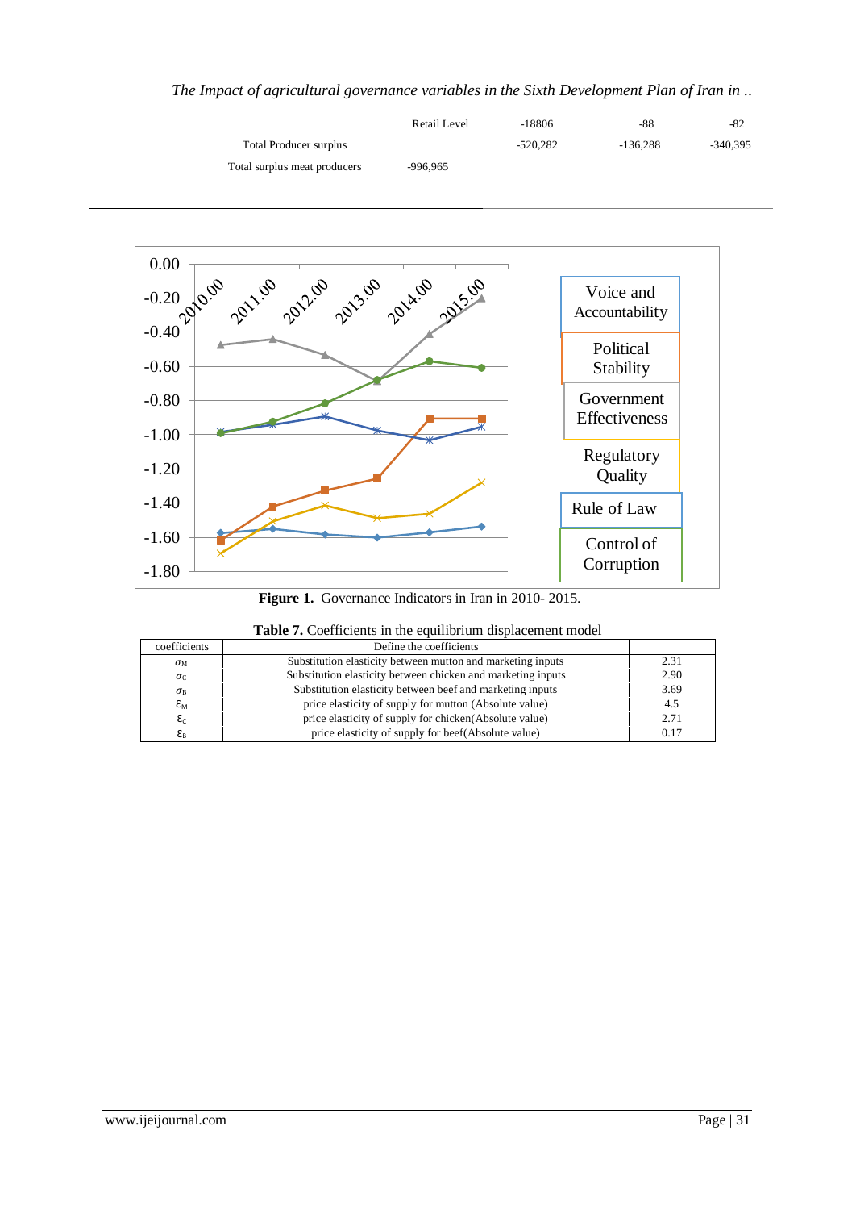| | | | | |
|---|---|---|---|---|
| | Retail Level | -18806 | -88 | -82 |
| Total Producer surplus | | -520,282 | -136,288 | -340,395 |
| Total surplus meat producers | -996,965 | | | |

0.00
-0.20
-0.40
-0.60
-0.80
-1.00
-1.20
-1.40
-1.60
-1.80

2010.00
2011.00
2012.00
2013.00
2014.00
2015.00

Voice and Accountability
Political Stability
Government Effectiveness
Regulatory Quality
Rule of Law
Control of Corruption

**Figure 1.** Governance Indicators in Iran in 2010- 2015.

**Table 7.** Coefficients in the equilibrium displacement model

| coefficients | Define the coefficients | |
|---|---|---|
| $\sigma_M$ | Substitution elasticity between mutton and marketing inputs | 2.31 |
| $\sigma_C$ | Substitution elasticity between chicken and marketing inputs | 2.90 |
| $\sigma_B$ | Substitution elasticity between beef and marketing inputs | 3.69 |
| $\varepsilon_M$ | price elasticity of supply for mutton (Absolute value) | 4.5 |
| $\varepsilon_C$ | price elasticity of supply for chicken(Absolute value) | 2.71 |
| $\varepsilon_B$ | price elasticity of supply for beef(Absolute value) | 0.17 |